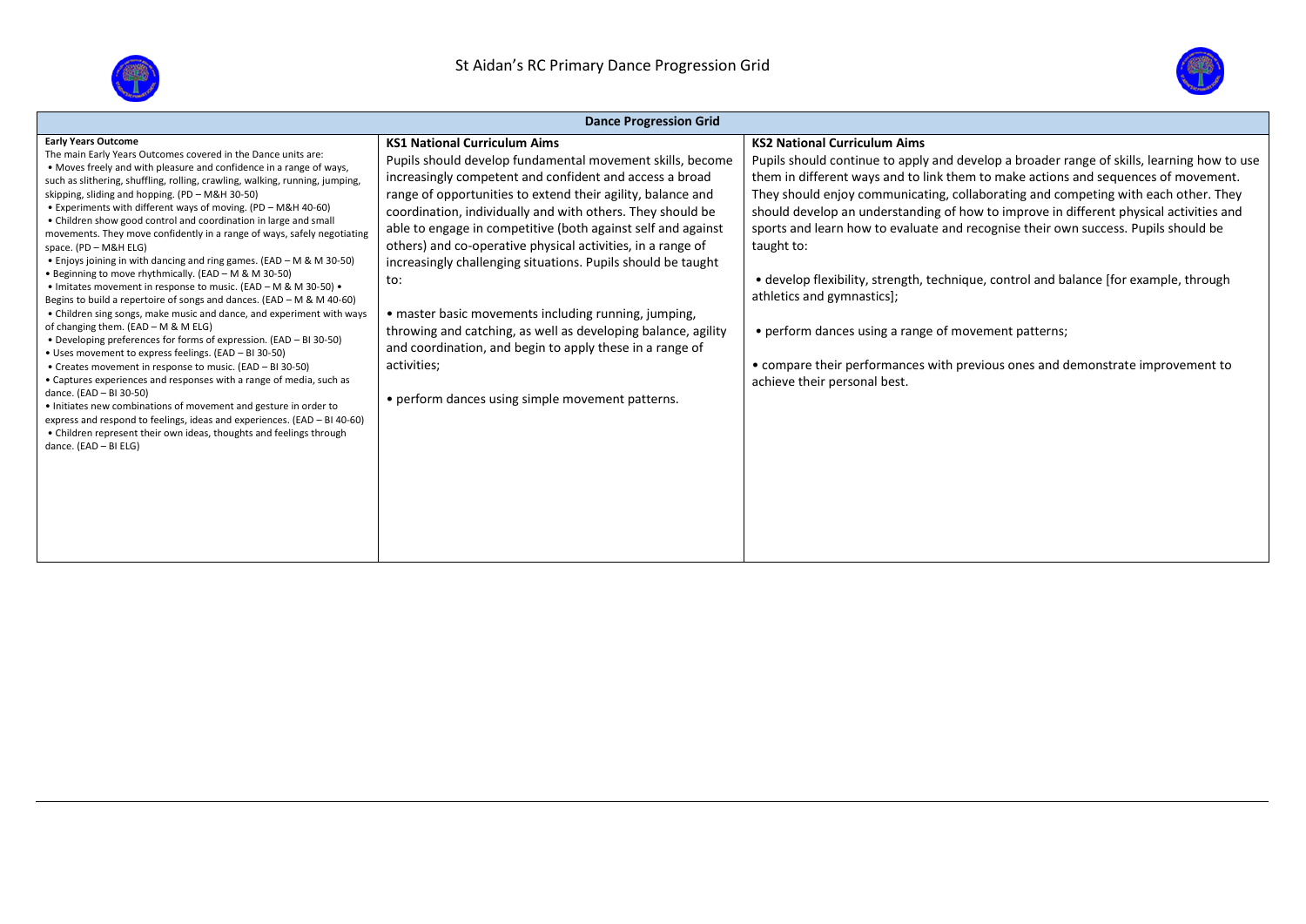# St Aidan's RC Primary Dance Progression Grid

| Dance Progression Grid | | |
|---|---|---|
| **Early Years Outcome**<br>The main Early Years Outcomes covered in the Dance units are:<br>• Moves freely and with pleasure and confidence in a range of ways, such as slithering, shuffling, rolling, crawling, walking, running, jumping, skipping, sliding and hopping. (PD – M&H 30-50)<br>• Experiments with different ways of moving. (PD – M&H 40-60)<br>• Children show good control and coordination in large and small movements. They move confidently in a range of ways, safely negotiating space. (PD – M&H ELG)<br>• Enjoys joining in with dancing and ring games. (EAD – M & M 30-50)<br>• Beginning to move rhythmically. (EAD – M & M 30-50)<br>• Imitates movement in response to music. (EAD – M & M 30-50) • Begins to build a repertoire of songs and dances. (EAD – M & M 40-60)<br>• Children sing songs, make music and dance, and experiment with ways of changing them. (EAD – M & M ELG)<br>• Developing preferences for forms of expression. (EAD – BI 30-50)<br>• Uses movement to express feelings. (EAD – BI 30-50)<br>• Creates movement in response to music. (EAD – BI 30-50)<br>• Captures experiences and responses with a range of media, such as dance. (EAD – BI 30-50)<br>• Initiates new combinations of movement and gesture in order to express and respond to feelings, ideas and experiences. (EAD – BI 40-60)<br>• Children represent their own ideas, thoughts and feelings through dance. (EAD – BI ELG) | **KS1 National Curriculum Aims**<br>Pupils should develop fundamental movement skills, become increasingly competent and confident and access a broad range of opportunities to extend their agility, balance and coordination, individually and with others. They should be able to engage in competitive (both against self and against others) and co-operative physical activities, in a range of increasingly challenging situations. Pupils should be taught to:<br><br>• master basic movements including running, jumping, throwing and catching, as well as developing balance, agility and coordination, and begin to apply these in a range of activities;<br><br>• perform dances using simple movement patterns. | **KS2 National Curriculum Aims**<br>Pupils should continue to apply and develop a broader range of skills, learning how to use them in different ways and to link them to make actions and sequences of movement. They should enjoy communicating, collaborating and competing with each other. They should develop an understanding of how to improve in different physical activities and sports and learn how to evaluate and recognise their own success. Pupils should be taught to:<br><br>• develop flexibility, strength, technique, control and balance [for example, through athletics and gymnastics];<br><br>• perform dances using a range of movement patterns;<br><br>• compare their performances with previous ones and demonstrate improvement to achieve their personal best. |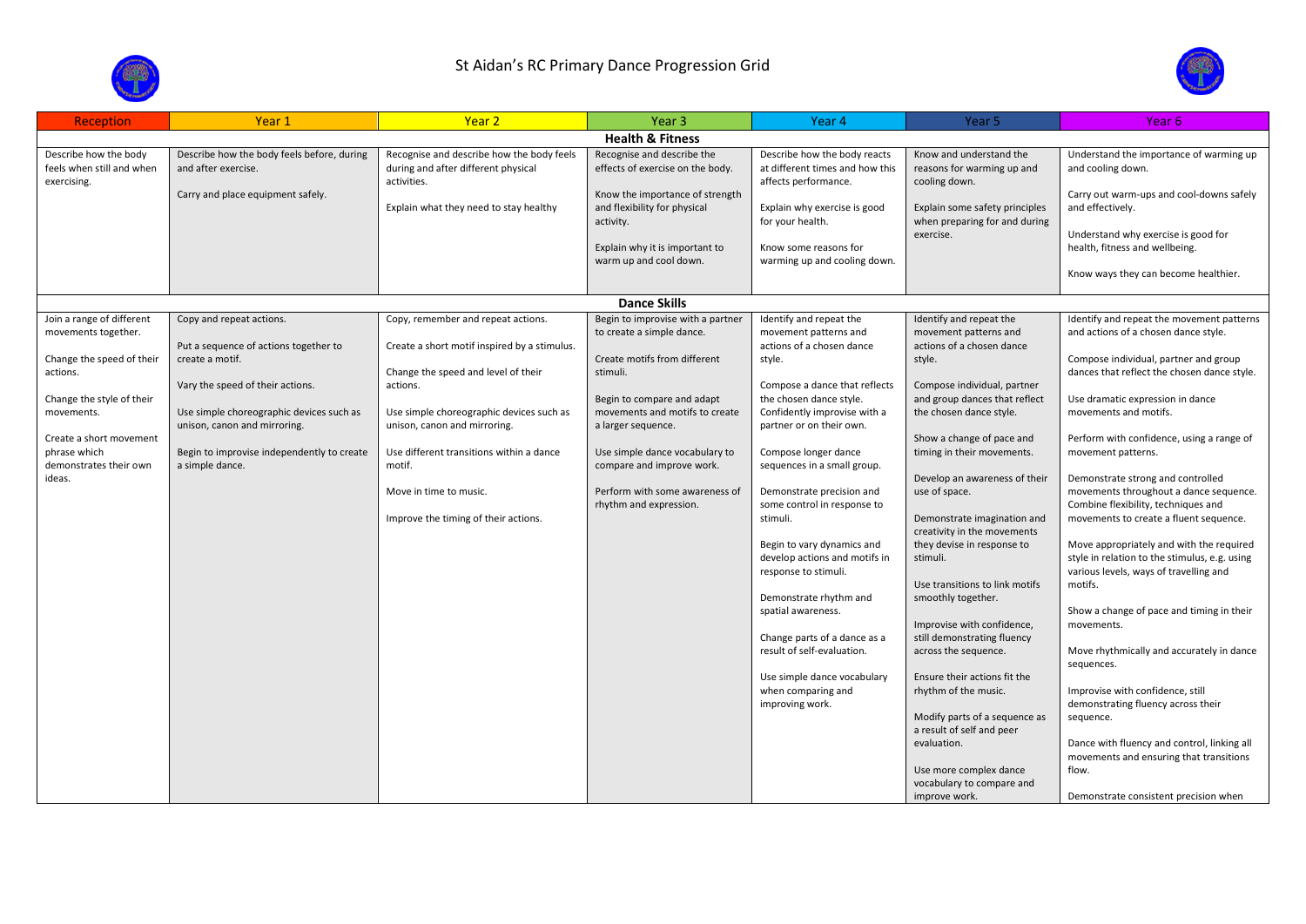# St Aidan's RC Primary Dance Progression Grid

| Reception | Year 1 | Year 2 | Year 3 | Year 4 | Year 5 | Year 6 |
|---|---|---|---|---|---|---|
| **Health & Fitness** | | | | | | |
| Describe how the body feels when still and when exercising. | Describe how the body feels before, during and after exercise.<br><br>Carry and place equipment safely. | Recognise and describe how the body feels during and after different physical activities.<br><br>Explain what they need to stay healthy | Recognise and describe the effects of exercise on the body.<br><br>Know the importance of strength and flexibility for physical activity.<br><br>Explain why it is important to warm up and cool down. | Describe how the body reacts at different times and how this affects performance.<br><br>Explain why exercise is good for your health.<br><br>Know some reasons for warming up and cooling down. | Know and understand the reasons for warming up and cooling down.<br><br>Explain some safety principles when preparing for and during exercise. | Understand the importance of warming up and cooling down.<br><br>Carry out warm-ups and cool-downs safely and effectively.<br><br>Understand why exercise is good for health, fitness and wellbeing.<br><br>Know ways they can become healthier. |
| **Dance Skills** | | | | | | |
| Join a range of different movements together.<br><br>Change the speed of their actions.<br><br>Change the style of their movements.<br><br>Create a short movement phrase which demonstrates their own ideas. | Copy and repeat actions.<br><br>Put a sequence of actions together to create a motif.<br><br>Vary the speed of their actions.<br><br>Use simple choreographic devices such as unison, canon and mirroring.<br><br>Begin to improvise independently to create a simple dance. | Copy, remember and repeat actions.<br><br>Create a short motif inspired by a stimulus.<br><br>Change the speed and level of their actions.<br><br>Use simple choreographic devices such as unison, canon and mirroring.<br><br>Use different transitions within a dance motif.<br><br>Move in time to music.<br><br>Improve the timing of their actions. | Begin to improvise with a partner to create a simple dance.<br><br>Create motifs from different stimuli.<br><br>Begin to compare and adapt movements and motifs to create a larger sequence.<br><br>Use simple dance vocabulary to compare and improve work.<br><br>Perform with some awareness of rhythm and expression. | Identify and repeat the movement patterns and actions of a chosen dance style.<br><br>Compose a dance that reflects the chosen dance style.<br><br>Confidently improvise with a partner or on their own.<br><br>Compose longer dance sequences in a small group.<br><br>Demonstrate precision and some control in response to stimuli.<br><br>Begin to vary dynamics and develop actions and motifs in response to stimuli.<br><br>Demonstrate rhythm and spatial awareness.<br><br>Change parts of a dance as a result of self-evaluation.<br><br>Use simple dance vocabulary when comparing and improving work. | Identify and repeat the movement patterns and actions of a chosen dance style.<br><br>Compose individual, partner and group dances that reflect the chosen dance style.<br><br>Show a change of pace and timing in their movements.<br><br>Develop an awareness of their use of space.<br><br>Demonstrate imagination and creativity in the movements they devise in response to stimuli.<br><br>Use transitions to link motifs smoothly together.<br><br>Improvise with confidence, still demonstrating fluency across the sequence.<br><br>Ensure their actions fit the rhythm of the music.<br><br>Modify parts of a sequence as a result of self and peer evaluation.<br><br>Use more complex dance vocabulary to compare and improve work. | Identify and repeat the movement patterns and actions of a chosen dance style.<br><br>Compose individual, partner and group dances that reflect the chosen dance style.<br><br>Use dramatic expression in dance movements and motifs.<br><br>Perform with confidence, using a range of movement patterns.<br><br>Demonstrate strong and controlled movements throughout a dance sequence. Combine flexibility, techniques and movements to create a fluent sequence.<br><br>Move appropriately and with the required style in relation to the stimulus, e.g. using various levels, ways of travelling and motifs.<br><br>Show a change of pace and timing in their movements.<br><br>Move rhythmically and accurately in dance sequences.<br><br>Improvise with confidence, still demonstrating fluency across their sequence.<br><br>Dance with fluency and control, linking all movements and ensuring that transitions flow.<br><br>Demonstrate consistent precision when |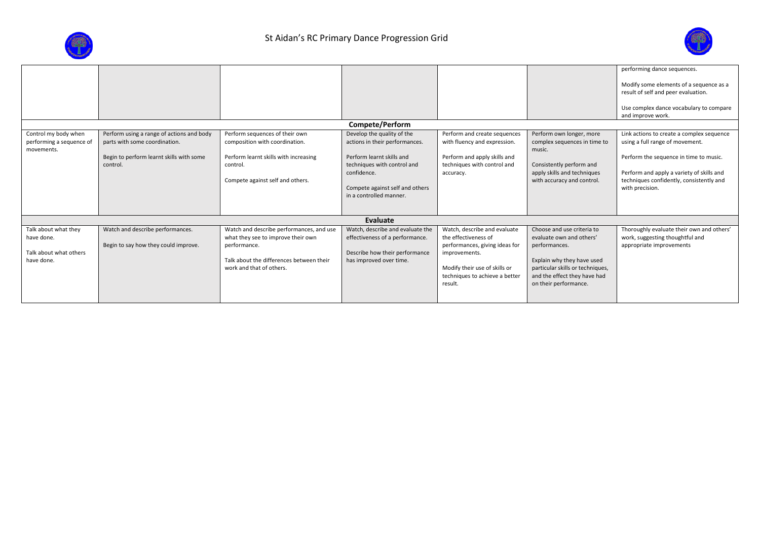# St Aidan's RC Primary Dance Progression Grid

| | | | | | | |
|---|---|---|---|---|---|---|
| | | | | | | performing dance sequences.<br><br>Modify some elements of a sequence as a result of self and peer evaluation.<br><br>Use complex dance vocabulary to compare and improve work. |
| | | | **Compete/Perform** | | | |
| Control my body when performing a sequence of movements. | Perform using a range of actions and body parts with some coordination.<br><br>Begin to perform learnt skills with some control. | Perform sequences of their own composition with coordination.<br><br>Perform learnt skills with increasing control.<br><br>Compete against self and others. | Develop the quality of the actions in their performances.<br><br>Perform learnt skills and techniques with control and confidence.<br><br>Compete against self and others in a controlled manner. | Perform and create sequences with fluency and expression.<br><br>Perform and apply skills and techniques with control and accuracy. | Perform own longer, more complex sequences in time to music.<br><br>Consistently perform and apply skills and techniques with accuracy and control. | Link actions to create a complex sequence using a full range of movement.<br><br>Perform the sequence in time to music.<br><br>Perform and apply a variety of skills and techniques confidently, consistently and with precision. |
| | | | **Evaluate** | | | |
| Talk about what they have done.<br><br>Talk about what others have done. | Watch and describe performances.<br><br>Begin to say how they could improve. | Watch and describe performances, and use what they see to improve their own performance.<br><br>Talk about the differences between their work and that of others. | Watch, describe and evaluate the effectiveness of a performance.<br><br>Describe how their performance has improved over time. | Watch, describe and evaluate the effectiveness of performances, giving ideas for improvements.<br><br>Modify their use of skills or techniques to achieve a better result. | Choose and use criteria to evaluate own and others' performances.<br><br>Explain why they have used particular skills or techniques, and the effect they have had on their performance. | Thoroughly evaluate their own and others' work, suggesting thoughtful and appropriate improvements |